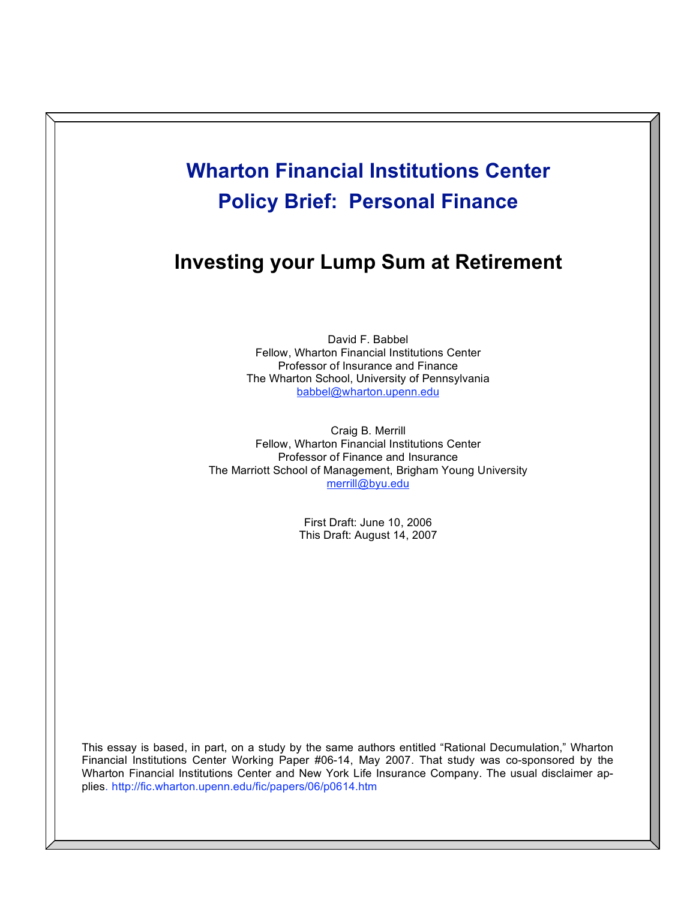# Wharton Financial Institutions Center
# Policy Brief: Personal Finance

## Investing your Lump Sum at Retirement

David F. Babbel
Fellow, Wharton Financial Institutions Center
Professor of Insurance and Finance
The Wharton School, University of Pennsylvania
babbel@wharton.upenn.edu

Craig B. Merrill
Fellow, Wharton Financial Institutions Center
Professor of Finance and Insurance
The Marriott School of Management, Brigham Young University
merrill@byu.edu

First Draft: June 10, 2006
This Draft: August 14, 2007

This essay is based, in part, on a study by the same authors entitled "Rational Decumulation," Wharton Financial Institutions Center Working Paper #06-14, May 2007. That study was co-sponsored by the Wharton Financial Institutions Center and New York Life Insurance Company. The usual disclaimer applies. http://fic.wharton.upenn.edu/fic/papers/06/p0614.htm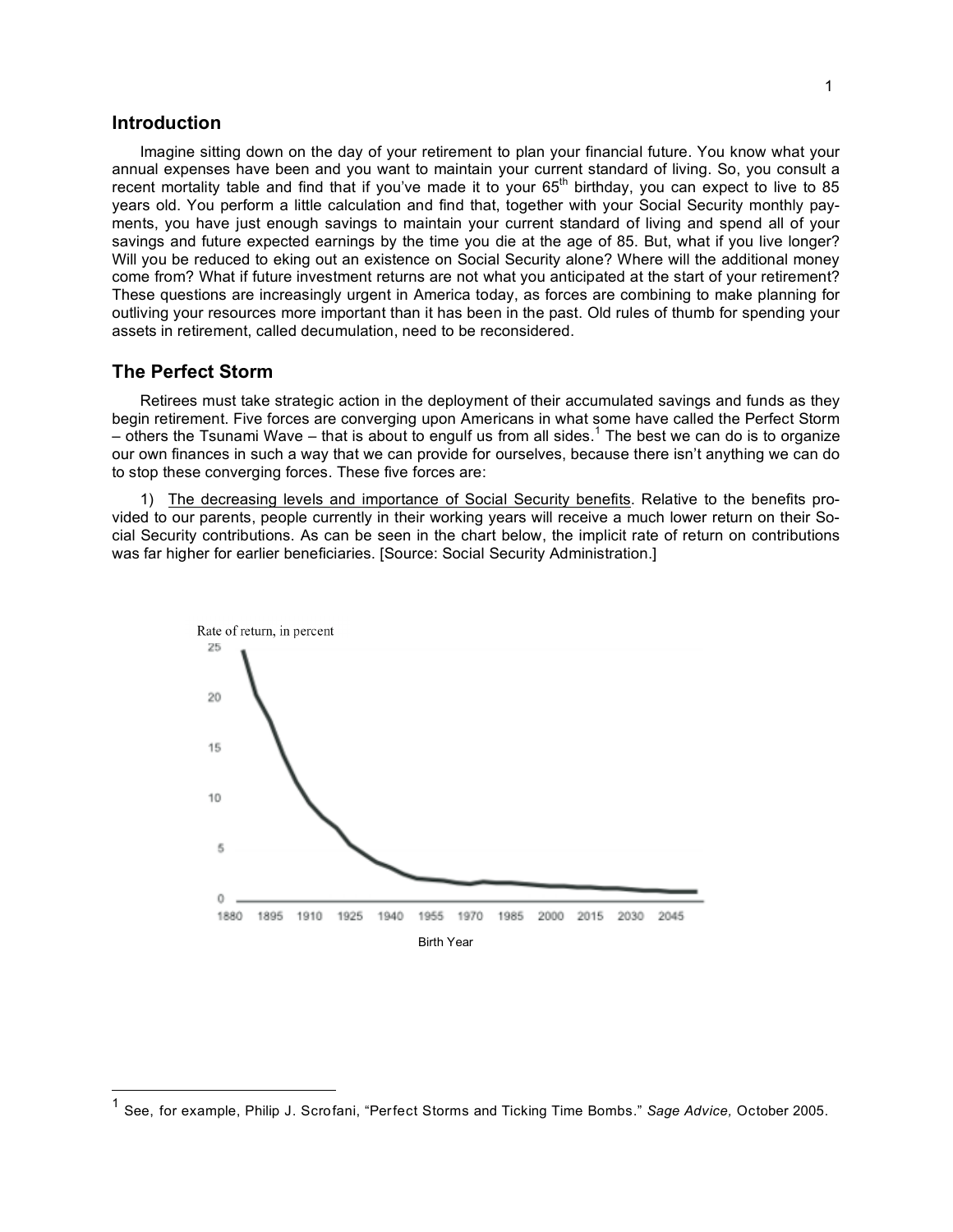## Introduction

Imagine sitting down on the day of your retirement to plan your financial future. You know what your annual expenses have been and you want to maintain your current standard of living. So, you consult a recent mortality table and find that if you've made it to your 65th birthday, you can expect to live to 85 years old. You perform a little calculation and find that, together with your Social Security monthly payments, you have just enough savings to maintain your current standard of living and spend all of your savings and future expected earnings by the time you die at the age of 85. But, what if you live longer? Will you be reduced to eking out an existence on Social Security alone? Where will the additional money come from? What if future investment returns are not what you anticipated at the start of your retirement? These questions are increasingly urgent in America today, as forces are combining to make planning for outliving your resources more important than it has been in the past. Old rules of thumb for spending your assets in retirement, called decumulation, need to be reconsidered.

## The Perfect Storm

Retirees must take strategic action in the deployment of their accumulated savings and funds as they begin retirement. Five forces are converging upon Americans in what some have called the Perfect Storm – others the Tsunami Wave – that is about to engulf us from all sides.[1] The best we can do is to organize our own finances in such a way that we can provide for ourselves, because there isn't anything we can do to stop these converging forces. These five forces are:

1) The decreasing levels and importance of Social Security benefits. Relative to the benefits provided to our parents, people currently in their working years will receive a much lower return on their Social Security contributions. As can be seen in the chart below, the implicit rate of return on contributions was far higher for earlier beneficiaries. [Source: Social Security Administration.]

Rate of return, in percent

Birth Year

[1] See, for example, Philip J. Scrofani, "Perfect Storms and Ticking Time Bombs." *Sage Advice,* October 2005.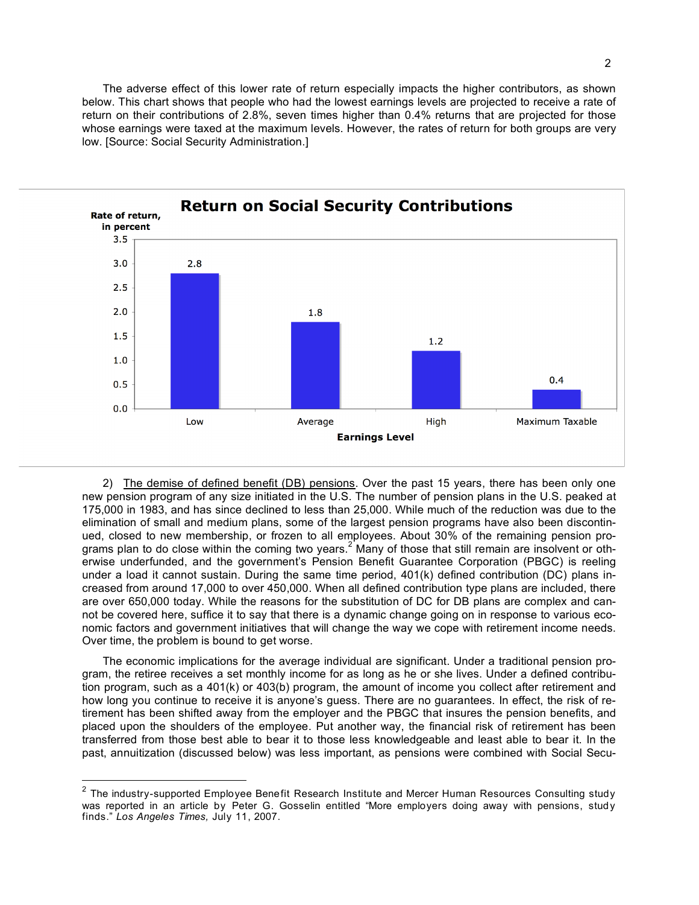The adverse effect of this lower rate of return especially impacts the higher contributors, as shown below. This chart shows that people who had the lowest earnings levels are projected to receive a rate of return on their contributions of 2.8%, seven times higher than 0.4% returns that are projected for those whose earnings were taxed at the maximum levels. However, the rates of return for both groups are very low. [Source: Social Security Administration.]

**Return on Social Security Contributions**

| Earnings Level | Rate of return, in percent |
| --- | --- |
| Low | 2.8 |
| Average | 1.8 |
| High | 1.2 |
| Maximum Taxable | 0.4 |

2) <u>The demise of defined benefit (DB) pensions</u>. Over the past 15 years, there has been only one new pension program of any size initiated in the U.S. The number of pension plans in the U.S. peaked at 175,000 in 1983, and has since declined to less than 25,000. While much of the reduction was due to the elimination of small and medium plans, some of the largest pension programs have also been discontinued, closed to new membership, or frozen to all employees. About 30% of the remaining pension programs plan to do close within the coming two years.[2] Many of those that still remain are insolvent or otherwise underfunded, and the government's Pension Benefit Guarantee Corporation (PBGC) is reeling under a load it cannot sustain. During the same time period, 401(k) defined contribution (DC) plans increased from around 17,000 to over 450,000. When all defined contribution type plans are included, there are over 650,000 today. While the reasons for the substitution of DC for DB plans are complex and cannot be covered here, suffice it to say that there is a dynamic change going on in response to various economic factors and government initiatives that will change the way we cope with retirement income needs. Over time, the problem is bound to get worse.

The economic implications for the average individual are significant. Under a traditional pension program, the retiree receives a set monthly income for as long as he or she lives. Under a defined contribution program, such as a 401(k) or 403(b) program, the amount of income you collect after retirement and how long you continue to receive it is anyone's guess. There are no guarantees. In effect, the risk of retirement has been shifted away from the employer and the PBGC that insures the pension benefits, and placed upon the shoulders of the employee. Put another way, the financial risk of retirement has been transferred from those best able to bear it to those less knowledgeable and least able to bear it. In the past, annuitization (discussed below) was less important, as pensions were combined with Social Secu-

---

[2] The industry-supported Employee Benefit Research Institute and Mercer Human Resources Consulting study was reported in an article by Peter G. Gosselin entitled "More employers doing away with pensions, study finds." *Los Angeles Times,* July 11, 2007.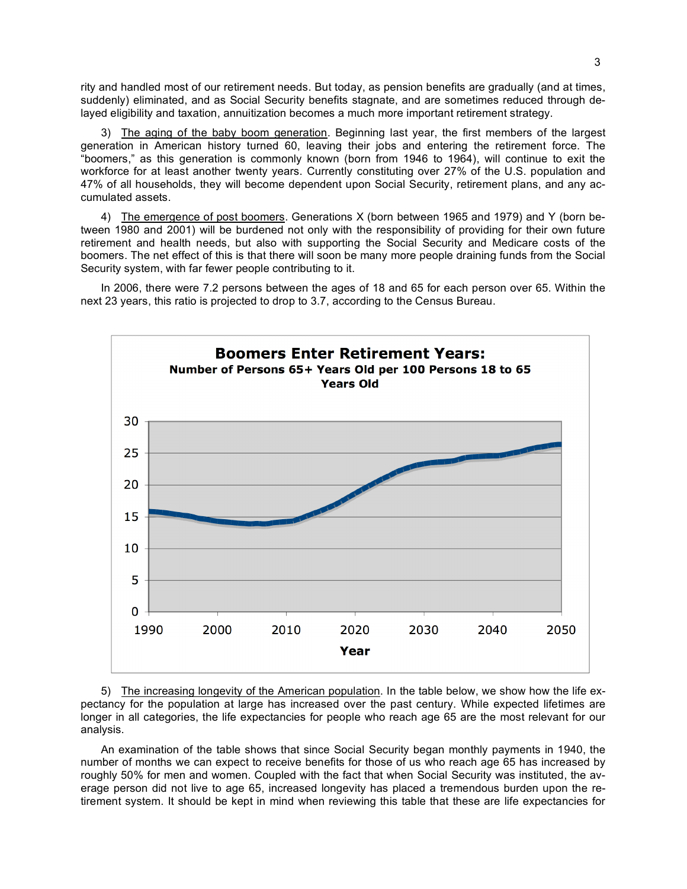rity and handled most of our retirement needs. But today, as pension benefits are gradually (and at times, suddenly) eliminated, and as Social Security benefits stagnate, and are sometimes reduced through delayed eligibility and taxation, annuitization becomes a much more important retirement strategy.

3) The aging of the baby boom generation. Beginning last year, the first members of the largest generation in American history turned 60, leaving their jobs and entering the retirement force. The "boomers," as this generation is commonly known (born from 1946 to 1964), will continue to exit the workforce for at least another twenty years. Currently constituting over 27% of the U.S. population and 47% of all households, they will become dependent upon Social Security, retirement plans, and any accumulated assets.

4) The emergence of post boomers. Generations X (born between 1965 and 1979) and Y (born between 1980 and 2001) will be burdened not only with the responsibility of providing for their own future retirement and health needs, but also with supporting the Social Security and Medicare costs of the boomers. The net effect of this is that there will soon be many more people draining funds from the Social Security system, with far fewer people contributing to it.

In 2006, there were 7.2 persons between the ages of 18 and 65 for each person over 65. Within the next 23 years, this ratio is projected to drop to 3.7, according to the Census Bureau.

**Boomers Enter Retirement Years:**
**Number of Persons 65+ Years Old per 100 Persons 18 to 65 Years Old**

5) The increasing longevity of the American population. In the table below, we show how the life expectancy for the population at large has increased over the past century. While expected lifetimes are longer in all categories, the life expectancies for people who reach age 65 are the most relevant for our analysis.

An examination of the table shows that since Social Security began monthly payments in 1940, the number of months we can expect to receive benefits for those of us who reach age 65 has increased by roughly 50% for men and women. Coupled with the fact that when Social Security was instituted, the average person did not live to age 65, increased longevity has placed a tremendous burden upon the retirement system. It should be kept in mind when reviewing this table that these are life expectancies for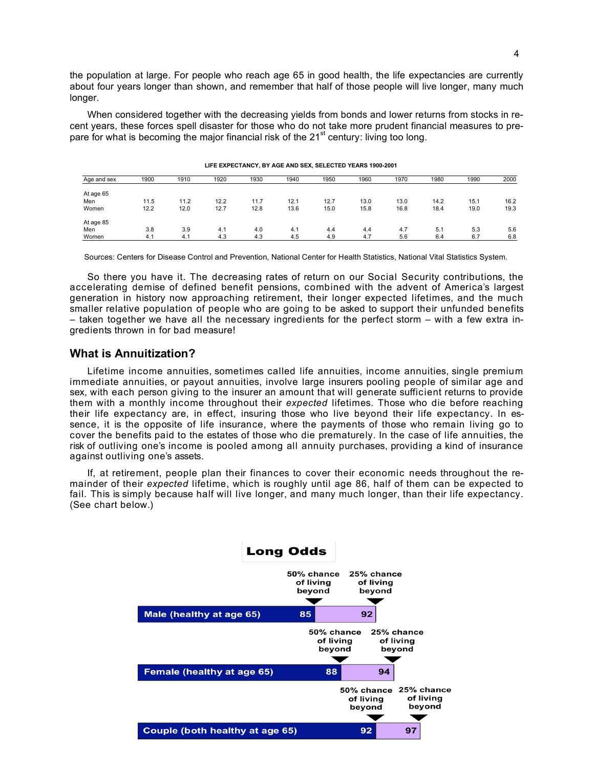the population at large. For people who reach age 65 in good health, the life expectancies are currently about four years longer than shown, and remember that half of those people will live longer, many much longer.

When considered together with the decreasing yields from bonds and lower returns from stocks in recent years, these forces spell disaster for those who do not take more prudent financial measures to prepare for what is becoming the major financial risk of the 21st century: living too long.

**LIFE EXPECTANCY, BY AGE AND SEX, SELECTED YEARS 1900-2001**

| Age and sex | 1900 | 1910 | 1920 | 1930 | 1940 | 1950 | 1960 | 1970 | 1980 | 1990 | 2000 |
|---|---|---|---|---|---|---|---|---|---|---|---|
| At age 65 | | | | | | | | | | | |
| Men | 11.5 | 11.2 | 12.2 | 11.7 | 12.1 | 12.7 | 13.0 | 13.0 | 14.2 | 15.1 | 16.2 |
| Women | 12.2 | 12.0 | 12.7 | 12.8 | 13.6 | 15.0 | 15.8 | 16.8 | 18.4 | 19.0 | 19.3 |
| At age 85 | | | | | | | | | | | |
| Men | 3.8 | 3.9 | 4.1 | 4.0 | 4.1 | 4.4 | 4.4 | 4.7 | 5.1 | 5.3 | 5.6 |
| Women | 4.1 | 4.1 | 4.3 | 4.3 | 4.5 | 4.9 | 4.7 | 5.6 | 6.4 | 6.7 | 6.8 |

Sources: Centers for Disease Control and Prevention, National Center for Health Statistics, National Vital Statistics System.

So there you have it. The decreasing rates of return on our Social Security contributions, the accelerating demise of defined benefit pensions, combined with the advent of America's largest generation in history now approaching retirement, their longer expected lifetimes, and the much smaller relative population of people who are going to be asked to support their unfunded benefits – taken together we have all the necessary ingredients for the perfect storm – with a few extra ingredients thrown in for bad measure!

## What is Annuitization?

Lifetime income annuities, sometimes called life annuities, income annuities, single premium immediate annuities, or payout annuities, involve large insurers pooling people of similar age and sex, with each person giving to the insurer an amount that will generate sufficient returns to provide them with a monthly income throughout their *expected* lifetimes. Those who die before reaching their life expectancy are, in effect, insuring those who live beyond their life expectancy. In essence, it is the opposite of life insurance, where the payments of those who remain living go to cover the benefits paid to the estates of those who die prematurely. In the case of life annuities, the risk of outliving one's income is pooled among all annuity purchases, providing a kind of insurance against outliving one's assets.

If, at retirement, people plan their finances to cover their economic needs throughout the remainder of their *expected* lifetime, which is roughly until age 86, half of them can be expected to fail. This is simply because half will live longer, and many much longer, than their life expectancy. (See chart below.)

**Long Odds**

| | 50% chance of living beyond | 25% chance of living beyond |
|---|---|---|
| Male (healthy at age 65) | 85 | 92 |
| Female (healthy at age 65) | 88 | 94 |
| Couple (both healthy at age 65) | 92 | 97 |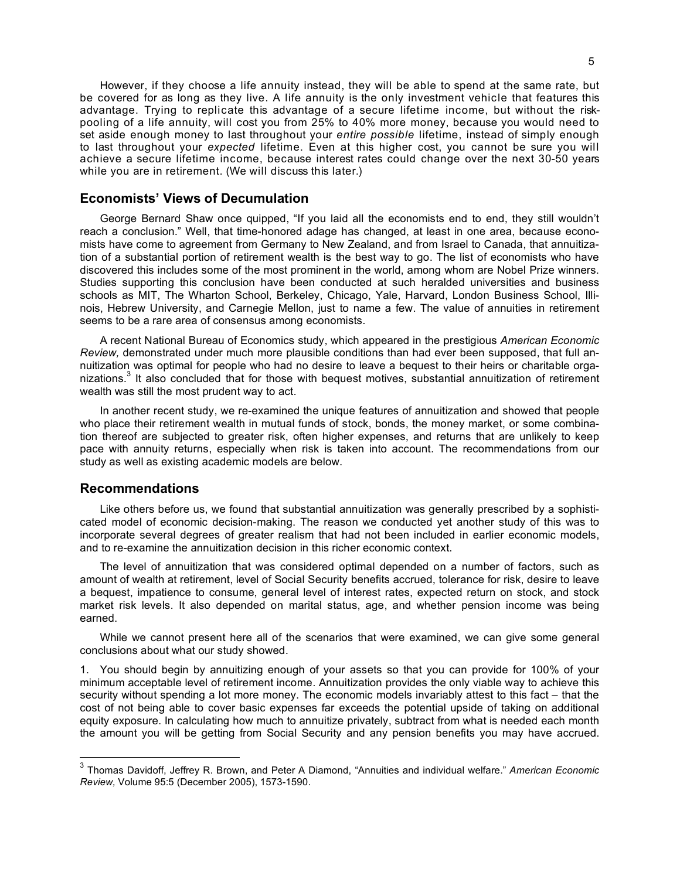However, if they choose a life annuity instead, they will be able to spend at the same rate, but be covered for as long as they live. A life annuity is the only investment vehicle that features this advantage. Trying to replicate this advantage of a secure lifetime income, but without the risk-pooling of a life annuity, will cost you from 25% to 40% more money, because you would need to set aside enough money to last throughout your *entire possible* lifetime, instead of simply enough to last throughout your *expected* lifetime. Even at this higher cost, you cannot be sure you will achieve a secure lifetime income, because interest rates could change over the next 30-50 years while you are in retirement. (We will discuss this later.)

## Economists' Views of Decumulation

George Bernard Shaw once quipped, "If you laid all the economists end to end, they still wouldn't reach a conclusion." Well, that time-honored adage has changed, at least in one area, because economists have come to agreement from Germany to New Zealand, and from Israel to Canada, that annuitization of a substantial portion of retirement wealth is the best way to go. The list of economists who have discovered this includes some of the most prominent in the world, among whom are Nobel Prize winners. Studies supporting this conclusion have been conducted at such heralded universities and business schools as MIT, The Wharton School, Berkeley, Chicago, Yale, Harvard, London Business School, Illinois, Hebrew University, and Carnegie Mellon, just to name a few. The value of annuities in retirement seems to be a rare area of consensus among economists.

A recent National Bureau of Economics study, which appeared in the prestigious *American Economic Review,* demonstrated under much more plausible conditions than had ever been supposed, that full annuitization was optimal for people who had no desire to leave a bequest to their heirs or charitable organizations.[3] It also concluded that for those with bequest motives, substantial annuitization of retirement wealth was still the most prudent way to act.

In another recent study, we re-examined the unique features of annuitization and showed that people who place their retirement wealth in mutual funds of stock, bonds, the money market, or some combination thereof are subjected to greater risk, often higher expenses, and returns that are unlikely to keep pace with annuity returns, especially when risk is taken into account. The recommendations from our study as well as existing academic models are below.

## Recommendations

Like others before us, we found that substantial annuitization was generally prescribed by a sophisticated model of economic decision-making. The reason we conducted yet another study of this was to incorporate several degrees of greater realism that had not been included in earlier economic models, and to re-examine the annuitization decision in this richer economic context.

The level of annuitization that was considered optimal depended on a number of factors, such as amount of wealth at retirement, level of Social Security benefits accrued, tolerance for risk, desire to leave a bequest, impatience to consume, general level of interest rates, expected return on stock, and stock market risk levels. It also depended on marital status, age, and whether pension income was being earned.

While we cannot present here all of the scenarios that were examined, we can give some general conclusions about what our study showed.

1. You should begin by annuitizing enough of your assets so that you can provide for 100% of your minimum acceptable level of retirement income. Annuitization provides the only viable way to achieve this security without spending a lot more money. The economic models invariably attest to this fact – that the cost of not being able to cover basic expenses far exceeds the potential upside of taking on additional equity exposure. In calculating how much to annuitize privately, subtract from what is needed each month the amount you will be getting from Social Security and any pension benefits you may have accrued.

[3] Thomas Davidoff, Jeffrey R. Brown, and Peter A Diamond, "Annuities and individual welfare." *American Economic Review,* Volume 95:5 (December 2005), 1573-1590.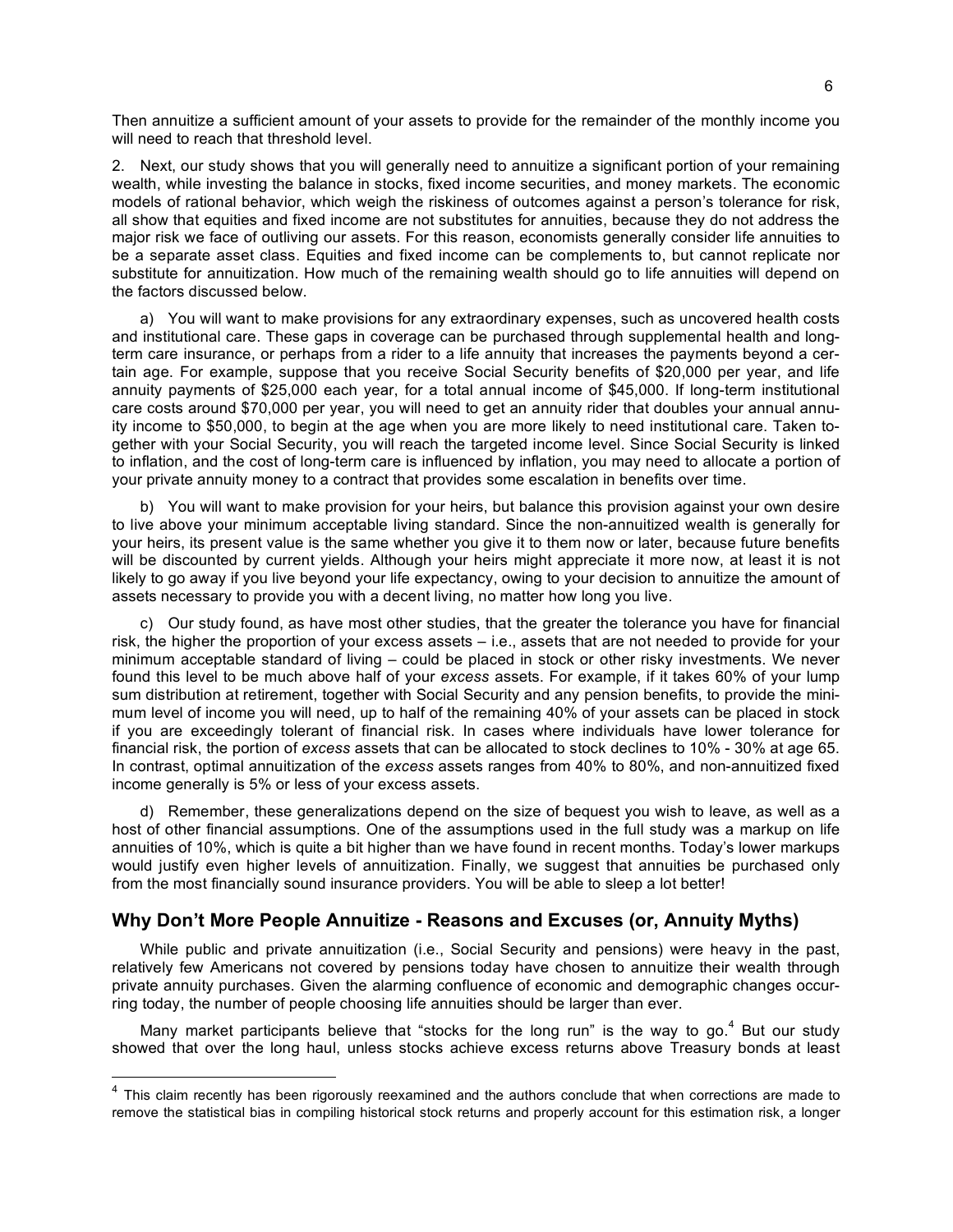Then annuitize a sufficient amount of your assets to provide for the remainder of the monthly income you will need to reach that threshold level.

2. Next, our study shows that you will generally need to annuitize a significant portion of your remaining wealth, while investing the balance in stocks, fixed income securities, and money markets. The economic models of rational behavior, which weigh the riskiness of outcomes against a person's tolerance for risk, all show that equities and fixed income are not substitutes for annuities, because they do not address the major risk we face of outliving our assets. For this reason, economists generally consider life annuities to be a separate asset class. Equities and fixed income can be complements to, but cannot replicate nor substitute for annuitization. How much of the remaining wealth should go to life annuities will depend on the factors discussed below.

a) You will want to make provisions for any extraordinary expenses, such as uncovered health costs and institutional care. These gaps in coverage can be purchased through supplemental health and long-term care insurance, or perhaps from a rider to a life annuity that increases the payments beyond a certain age. For example, suppose that you receive Social Security benefits of $20,000 per year, and life annuity payments of $25,000 each year, for a total annual income of $45,000. If long-term institutional care costs around $70,000 per year, you will need to get an annuity rider that doubles your annual annuity income to $50,000, to begin at the age when you are more likely to need institutional care. Taken together with your Social Security, you will reach the targeted income level. Since Social Security is linked to inflation, and the cost of long-term care is influenced by inflation, you may need to allocate a portion of your private annuity money to a contract that provides some escalation in benefits over time.

b) You will want to make provision for your heirs, but balance this provision against your own desire to live above your minimum acceptable living standard. Since the non-annuitized wealth is generally for your heirs, its present value is the same whether you give it to them now or later, because future benefits will be discounted by current yields. Although your heirs might appreciate it more now, at least it is not likely to go away if you live beyond your life expectancy, owing to your decision to annuitize the amount of assets necessary to provide you with a decent living, no matter how long you live.

c) Our study found, as have most other studies, that the greater the tolerance you have for financial risk, the higher the proportion of your excess assets – i.e., assets that are not needed to provide for your minimum acceptable standard of living – could be placed in stock or other risky investments. We never found this level to be much above half of your *excess* assets. For example, if it takes 60% of your lump sum distribution at retirement, together with Social Security and any pension benefits, to provide the minimum level of income you will need, up to half of the remaining 40% of your assets can be placed in stock if you are exceedingly tolerant of financial risk. In cases where individuals have lower tolerance for financial risk, the portion of *excess* assets that can be allocated to stock declines to 10% - 30% at age 65. In contrast, optimal annuitization of the *excess* assets ranges from 40% to 80%, and non-annuitized fixed income generally is 5% or less of your excess assets.

d) Remember, these generalizations depend on the size of bequest you wish to leave, as well as a host of other financial assumptions. One of the assumptions used in the full study was a markup on life annuities of 10%, which is quite a bit higher than we have found in recent months. Today's lower markups would justify even higher levels of annuitization. Finally, we suggest that annuities be purchased only from the most financially sound insurance providers. You will be able to sleep a lot better!

## Why Don't More People Annuitize - Reasons and Excuses (or, Annuity Myths)

While public and private annuitization (i.e., Social Security and pensions) were heavy in the past, relatively few Americans not covered by pensions today have chosen to annuitize their wealth through private annuity purchases. Given the alarming confluence of economic and demographic changes occurring today, the number of people choosing life annuities should be larger than ever.

Many market participants believe that "stocks for the long run" is the way to go.[4] But our study showed that over the long haul, unless stocks achieve excess returns above Treasury bonds at least

---

[4] This claim recently has been rigorously reexamined and the authors conclude that when corrections are made to remove the statistical bias in compiling historical stock returns and properly account for this estimation risk, a longer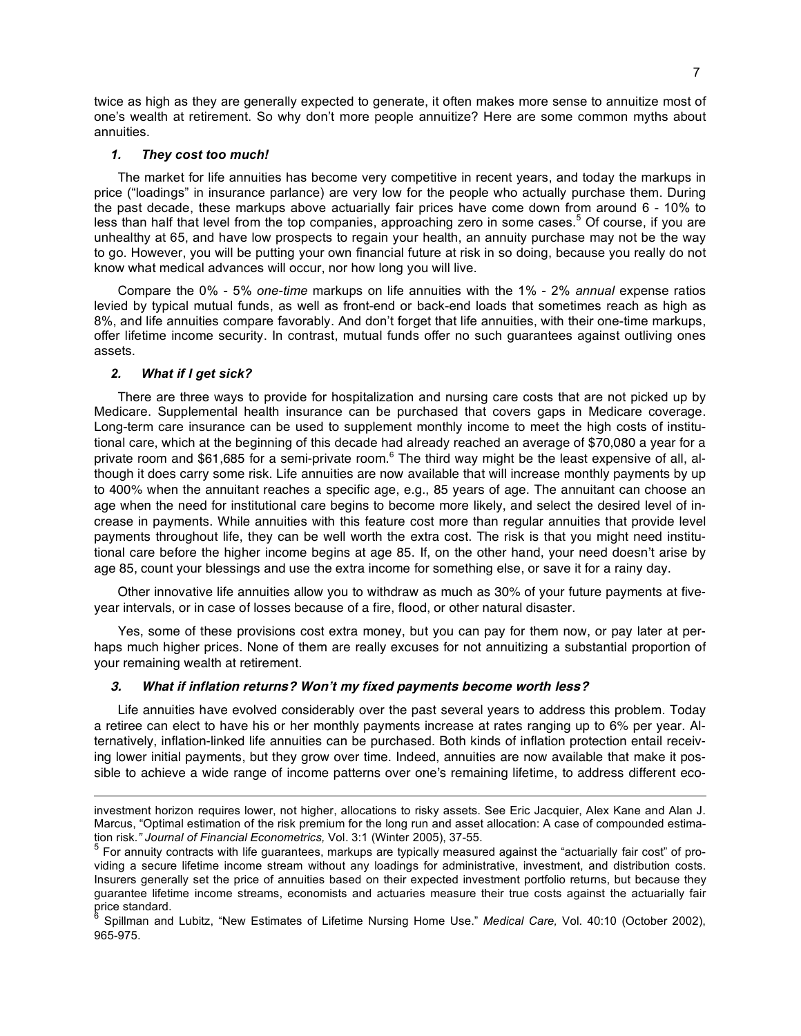twice as high as they are generally expected to generate, it often makes more sense to annuitize most of one's wealth at retirement. So why don't more people annuitize? Here are some common myths about annuities.

### *1. They cost too much!*

The market for life annuities has become very competitive in recent years, and today the markups in price ("loadings" in insurance parlance) are very low for the people who actually purchase them. During the past decade, these markups above actuarially fair prices have come down from around 6 - 10% to less than half that level from the top companies, approaching zero in some cases.[5] Of course, if you are unhealthy at 65, and have low prospects to regain your health, an annuity purchase may not be the way to go. However, you will be putting your own financial future at risk in so doing, because you really do not know what medical advances will occur, nor how long you will live.

Compare the 0% - 5% *one-time* markups on life annuities with the 1% - 2% *annual* expense ratios levied by typical mutual funds, as well as front-end or back-end loads that sometimes reach as high as 8%, and life annuities compare favorably. And don't forget that life annuities, with their one-time markups, offer lifetime income security. In contrast, mutual funds offer no such guarantees against outliving ones assets.

### *2. What if I get sick?*

There are three ways to provide for hospitalization and nursing care costs that are not picked up by Medicare. Supplemental health insurance can be purchased that covers gaps in Medicare coverage. Long-term care insurance can be used to supplement monthly income to meet the high costs of institutional care, which at the beginning of this decade had already reached an average of $70,080 a year for a private room and $61,685 for a semi-private room.[6] The third way might be the least expensive of all, although it does carry some risk. Life annuities are now available that will increase monthly payments by up to 400% when the annuitant reaches a specific age, e.g., 85 years of age. The annuitant can choose an age when the need for institutional care begins to become more likely, and select the desired level of increase in payments. While annuities with this feature cost more than regular annuities that provide level payments throughout life, they can be well worth the extra cost. The risk is that you might need institutional care before the higher income begins at age 85. If, on the other hand, your need doesn't arise by age 85, count your blessings and use the extra income for something else, or save it for a rainy day.

Other innovative life annuities allow you to withdraw as much as 30% of your future payments at five-year intervals, or in case of losses because of a fire, flood, or other natural disaster.

Yes, some of these provisions cost extra money, but you can pay for them now, or pay later at perhaps much higher prices. None of them are really excuses for not annuitizing a substantial proportion of your remaining wealth at retirement.

### *3. What if inflation returns? Won't my fixed payments become worth less?*

Life annuities have evolved considerably over the past several years to address this problem. Today a retiree can elect to have his or her monthly payments increase at rates ranging up to 6% per year. Alternatively, inflation-linked life annuities can be purchased. Both kinds of inflation protection entail receiving lower initial payments, but they grow over time. Indeed, annuities are now available that make it possible to achieve a wide range of income patterns over one's remaining lifetime, to address different eco-

---

investment horizon requires lower, not higher, allocations to risky assets. See Eric Jacquier, Alex Kane and Alan J. Marcus, "Optimal estimation of the risk premium for the long run and asset allocation: A case of compounded estimation risk.*" Journal of Financial Econometrics,* Vol. 3:1 (Winter 2005), 37-55.

[5] For annuity contracts with life guarantees, markups are typically measured against the "actuarially fair cost" of providing a secure lifetime income stream without any loadings for administrative, investment, and distribution costs. Insurers generally set the price of annuities based on their expected investment portfolio returns, but because they guarantee lifetime income streams, economists and actuaries measure their true costs against the actuarially fair price standard.

[6] Spillman and Lubitz, "New Estimates of Lifetime Nursing Home Use." *Medical Care,* Vol. 40:10 (October 2002), 965-975.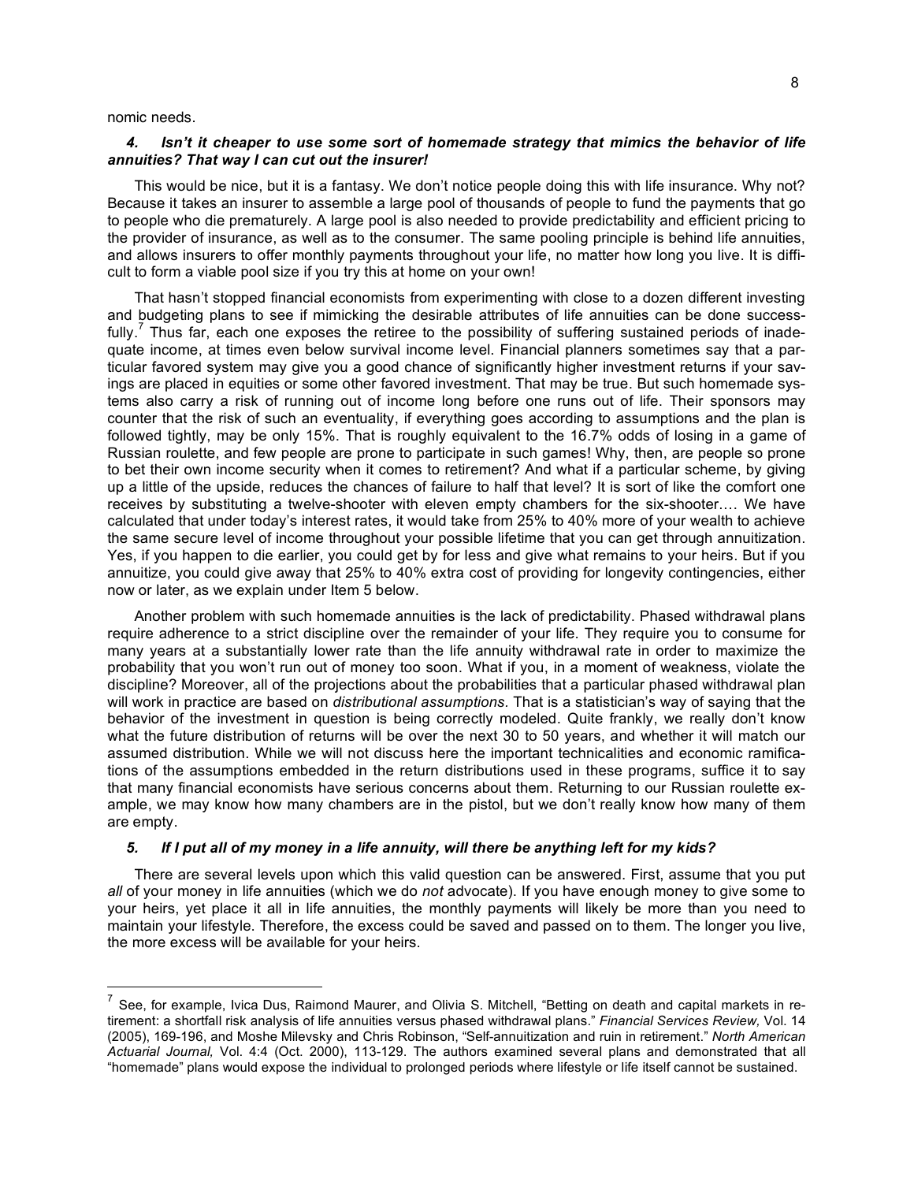nomic needs.

### *4. Isn't it cheaper to use some sort of homemade strategy that mimics the behavior of life annuities? That way I can cut out the insurer!*

This would be nice, but it is a fantasy. We don't notice people doing this with life insurance. Why not? Because it takes an insurer to assemble a large pool of thousands of people to fund the payments that go to people who die prematurely. A large pool is also needed to provide predictability and efficient pricing to the provider of insurance, as well as to the consumer. The same pooling principle is behind life annuities, and allows insurers to offer monthly payments throughout your life, no matter how long you live. It is difficult to form a viable pool size if you try this at home on your own!

That hasn't stopped financial economists from experimenting with close to a dozen different investing and budgeting plans to see if mimicking the desirable attributes of life annuities can be done successfully.[7] Thus far, each one exposes the retiree to the possibility of suffering sustained periods of inadequate income, at times even below survival income level. Financial planners sometimes say that a particular favored system may give you a good chance of significantly higher investment returns if your savings are placed in equities or some other favored investment. That may be true. But such homemade systems also carry a risk of running out of income long before one runs out of life. Their sponsors may counter that the risk of such an eventuality, if everything goes according to assumptions and the plan is followed tightly, may be only 15%. That is roughly equivalent to the 16.7% odds of losing in a game of Russian roulette, and few people are prone to participate in such games! Why, then, are people so prone to bet their own income security when it comes to retirement? And what if a particular scheme, by giving up a little of the upside, reduces the chances of failure to half that level? It is sort of like the comfort one receives by substituting a twelve-shooter with eleven empty chambers for the six-shooter.… We have calculated that under today's interest rates, it would take from 25% to 40% more of your wealth to achieve the same secure level of income throughout your possible lifetime that you can get through annuitization. Yes, if you happen to die earlier, you could get by for less and give what remains to your heirs. But if you annuitize, you could give away that 25% to 40% extra cost of providing for longevity contingencies, either now or later, as we explain under Item 5 below.

Another problem with such homemade annuities is the lack of predictability. Phased withdrawal plans require adherence to a strict discipline over the remainder of your life. They require you to consume for many years at a substantially lower rate than the life annuity withdrawal rate in order to maximize the probability that you won't run out of money too soon. What if you, in a moment of weakness, violate the discipline? Moreover, all of the projections about the probabilities that a particular phased withdrawal plan will work in practice are based on *distributional assumptions*. That is a statistician's way of saying that the behavior of the investment in question is being correctly modeled. Quite frankly, we really don't know what the future distribution of returns will be over the next 30 to 50 years, and whether it will match our assumed distribution. While we will not discuss here the important technicalities and economic ramifications of the assumptions embedded in the return distributions used in these programs, suffice it to say that many financial economists have serious concerns about them. Returning to our Russian roulette example, we may know how many chambers are in the pistol, but we don't really know how many of them are empty.

### *5. If I put all of my money in a life annuity, will there be anything left for my kids?*

There are several levels upon which this valid question can be answered. First, assume that you put *all* of your money in life annuities (which we do *not* advocate). If you have enough money to give some to your heirs, yet place it all in life annuities, the monthly payments will likely be more than you need to maintain your lifestyle. Therefore, the excess could be saved and passed on to them. The longer you live, the more excess will be available for your heirs.

---

[7] See, for example, Ivica Dus, Raimond Maurer, and Olivia S. Mitchell, "Betting on death and capital markets in retirement: a shortfall risk analysis of life annuities versus phased withdrawal plans." *Financial Services Review,* Vol. 14 (2005), 169-196, and Moshe Milevsky and Chris Robinson, "Self-annuitization and ruin in retirement." *North American Actuarial Journal,* Vol. 4:4 (Oct. 2000), 113-129. The authors examined several plans and demonstrated that all "homemade" plans would expose the individual to prolonged periods where lifestyle or life itself cannot be sustained.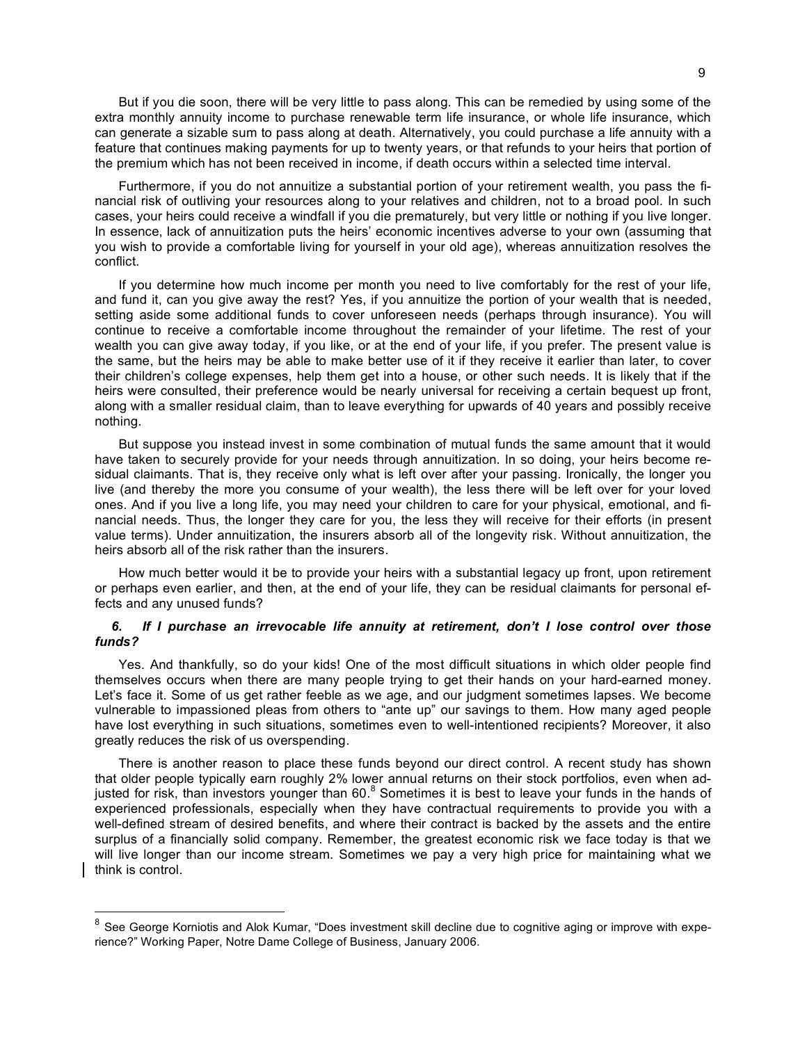But if you die soon, there will be very little to pass along. This can be remedied by using some of the extra monthly annuity income to purchase renewable term life insurance, or whole life insurance, which can generate a sizable sum to pass along at death. Alternatively, you could purchase a life annuity with a feature that continues making payments for up to twenty years, or that refunds to your heirs that portion of the premium which has not been received in income, if death occurs within a selected time interval.

Furthermore, if you do not annuitize a substantial portion of your retirement wealth, you pass the financial risk of outliving your resources along to your relatives and children, not to a broad pool. In such cases, your heirs could receive a windfall if you die prematurely, but very little or nothing if you live longer. In essence, lack of annuitization puts the heirs' economic incentives adverse to your own (assuming that you wish to provide a comfortable living for yourself in your old age), whereas annuitization resolves the conflict.

If you determine how much income per month you need to live comfortably for the rest of your life, and fund it, can you give away the rest? Yes, if you annuitize the portion of your wealth that is needed, setting aside some additional funds to cover unforeseen needs (perhaps through insurance). You will continue to receive a comfortable income throughout the remainder of your lifetime. The rest of your wealth you can give away today, if you like, or at the end of your life, if you prefer. The present value is the same, but the heirs may be able to make better use of it if they receive it earlier than later, to cover their children's college expenses, help them get into a house, or other such needs. It is likely that if the heirs were consulted, their preference would be nearly universal for receiving a certain bequest up front, along with a smaller residual claim, than to leave everything for upwards of 40 years and possibly receive nothing.

But suppose you instead invest in some combination of mutual funds the same amount that it would have taken to securely provide for your needs through annuitization. In so doing, your heirs become residual claimants. That is, they receive only what is left over after your passing. Ironically, the longer you live (and thereby the more you consume of your wealth), the less there will be left over for your loved ones. And if you live a long life, you may need your children to care for your physical, emotional, and financial needs. Thus, the longer they care for you, the less they will receive for their efforts (in present value terms). Under annuitization, the insurers absorb all of the longevity risk. Without annuitization, the heirs absorb all of the risk rather than the insurers.

How much better would it be to provide your heirs with a substantial legacy up front, upon retirement or perhaps even earlier, and then, at the end of your life, they can be residual claimants for personal effects and any unused funds?

### *6. If I purchase an irrevocable life annuity at retirement, don't I lose control over those funds?*

Yes. And thankfully, so do your kids! One of the most difficult situations in which older people find themselves occurs when there are many people trying to get their hands on your hard-earned money. Let's face it. Some of us get rather feeble as we age, and our judgment sometimes lapses. We become vulnerable to impassioned pleas from others to "ante up" our savings to them. How many aged people have lost everything in such situations, sometimes even to well-intentioned recipients? Moreover, it also greatly reduces the risk of us overspending.

There is another reason to place these funds beyond our direct control. A recent study has shown that older people typically earn roughly 2% lower annual returns on their stock portfolios, even when adjusted for risk, than investors younger than 60.[8] Sometimes it is best to leave your funds in the hands of experienced professionals, especially when they have contractual requirements to provide you with a well-defined stream of desired benefits, and where their contract is backed by the assets and the entire surplus of a financially solid company. Remember, the greatest economic risk we face today is that we will live longer than our income stream. Sometimes we pay a very high price for maintaining what we think is control.

---

[8] See George Korniotis and Alok Kumar, "Does investment skill decline due to cognitive aging or improve with experience?" Working Paper, Notre Dame College of Business, January 2006.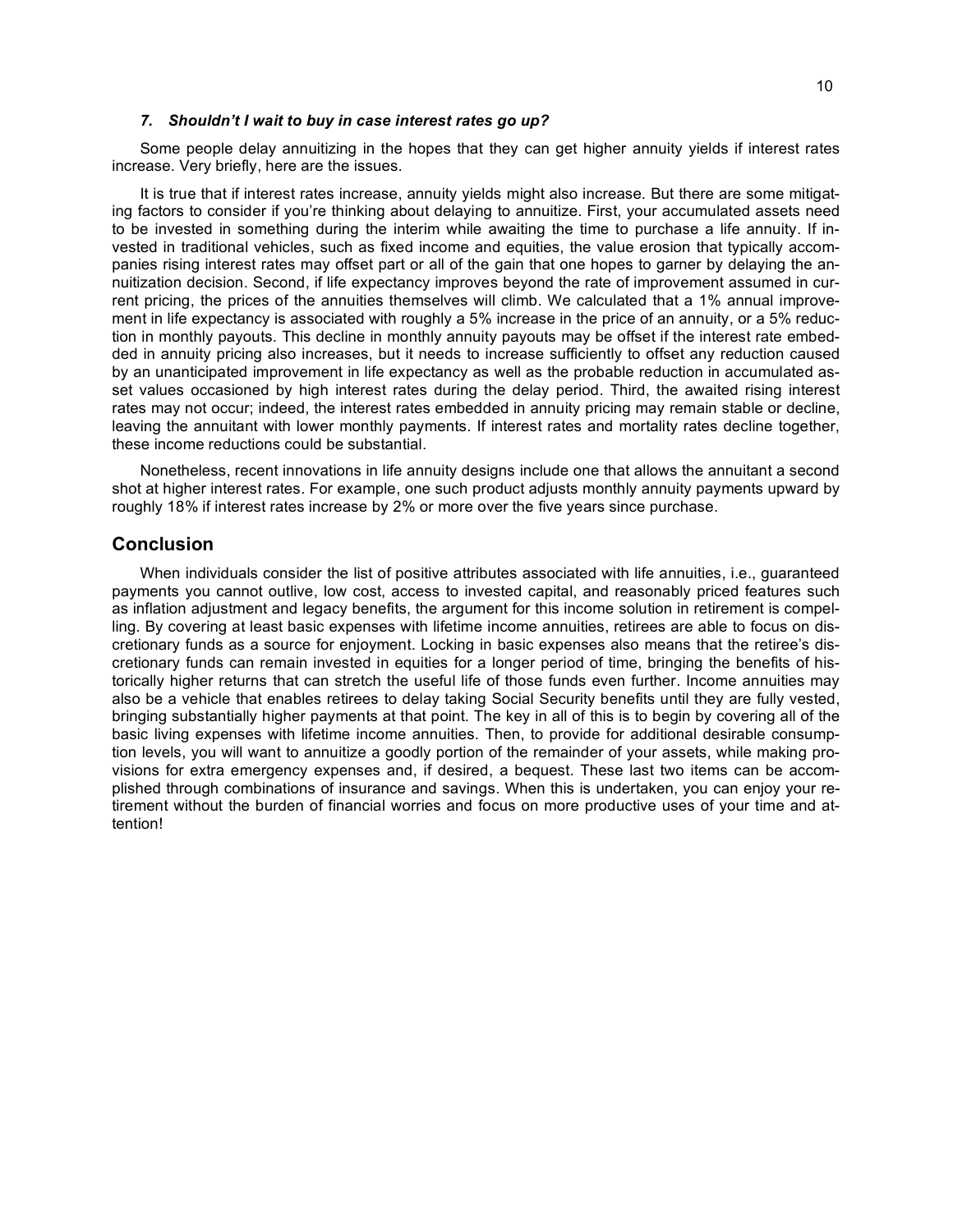### *7. Shouldn't I wait to buy in case interest rates go up?*

Some people delay annuitizing in the hopes that they can get higher annuity yields if interest rates increase. Very briefly, here are the issues.

It is true that if interest rates increase, annuity yields might also increase. But there are some mitigating factors to consider if you're thinking about delaying to annuitize. First, your accumulated assets need to be invested in something during the interim while awaiting the time to purchase a life annuity. If invested in traditional vehicles, such as fixed income and equities, the value erosion that typically accompanies rising interest rates may offset part or all of the gain that one hopes to garner by delaying the annuitization decision. Second, if life expectancy improves beyond the rate of improvement assumed in current pricing, the prices of the annuities themselves will climb. We calculated that a 1% annual improvement in life expectancy is associated with roughly a 5% increase in the price of an annuity, or a 5% reduction in monthly payouts. This decline in monthly annuity payouts may be offset if the interest rate embedded in annuity pricing also increases, but it needs to increase sufficiently to offset any reduction caused by an unanticipated improvement in life expectancy as well as the probable reduction in accumulated asset values occasioned by high interest rates during the delay period. Third, the awaited rising interest rates may not occur; indeed, the interest rates embedded in annuity pricing may remain stable or decline, leaving the annuitant with lower monthly payments. If interest rates and mortality rates decline together, these income reductions could be substantial.

Nonetheless, recent innovations in life annuity designs include one that allows the annuitant a second shot at higher interest rates. For example, one such product adjusts monthly annuity payments upward by roughly 18% if interest rates increase by 2% or more over the five years since purchase.

## Conclusion

When individuals consider the list of positive attributes associated with life annuities, i.e., guaranteed payments you cannot outlive, low cost, access to invested capital, and reasonably priced features such as inflation adjustment and legacy benefits, the argument for this income solution in retirement is compelling. By covering at least basic expenses with lifetime income annuities, retirees are able to focus on discretionary funds as a source for enjoyment. Locking in basic expenses also means that the retiree's discretionary funds can remain invested in equities for a longer period of time, bringing the benefits of historically higher returns that can stretch the useful life of those funds even further. Income annuities may also be a vehicle that enables retirees to delay taking Social Security benefits until they are fully vested, bringing substantially higher payments at that point. The key in all of this is to begin by covering all of the basic living expenses with lifetime income annuities. Then, to provide for additional desirable consumption levels, you will want to annuitize a goodly portion of the remainder of your assets, while making provisions for extra emergency expenses and, if desired, a bequest. These last two items can be accomplished through combinations of insurance and savings. When this is undertaken, you can enjoy your retirement without the burden of financial worries and focus on more productive uses of your time and attention!